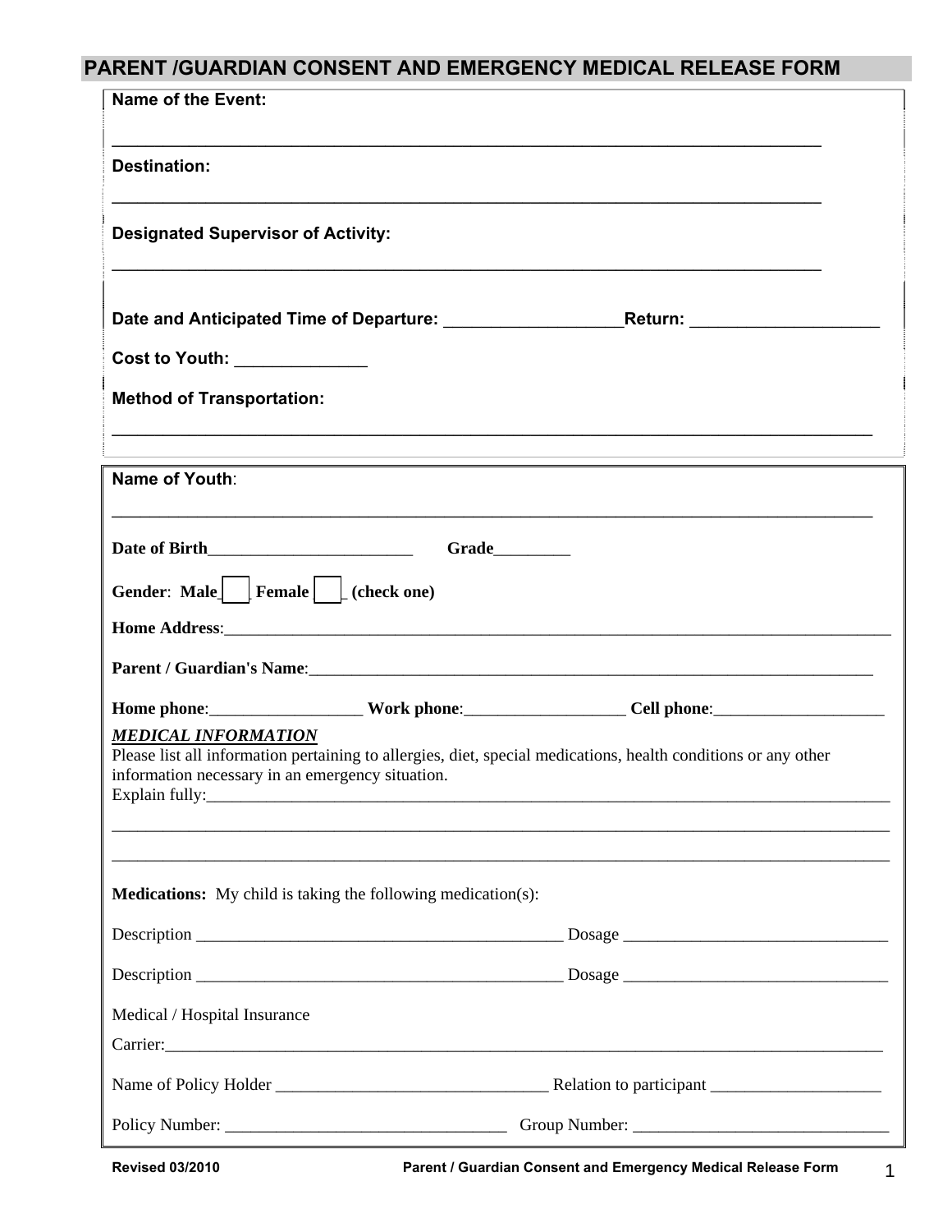# PARENT /GUARDIAN CONSENT AND EMERGENCY MEDICAL RELEASE FORM

**Name of the Event:**

_______________________________________________________________________________

**Destination:**

_______________________________________________________________________________

**Designated Supervisor of Activity:**

_______________________________________________________________________________

**Date and Anticipated Time of Departure:** ___________________**Return:** ____________________

**Cost to Youth:** ______________

**Method of Transportation:**

_______________________________________________________________________________

---

**Name of Youth**:

_______________________________________________________________________________

**Date of Birth**________________________ **Grade**_________

**Gender**: **Male** ☐ **Female** ☐ **(check one)**

**Home Address**:_______________________________________________________________________________

**Parent / Guardian's Name**:____________________________________________________________________

**Home phone**:__________________ **Work phone**:___________________ **Cell phone**:____________________

***MEDICAL INFORMATION***

Please list all information pertaining to allergies, diet, special medications, health conditions or any other information necessary in an emergency situation.

Explain fully:_______________________________________________________________________________

_______________________________________________________________________________

_______________________________________________________________________________

**Medications:** My child is taking the following medication(s):

Description ____________________________________________ Dosage _______________________________

Description ____________________________________________ Dosage _______________________________

Medical / Hospital Insurance

Carrier:_______________________________________________________________________________

Name of Policy Holder ________________________________ Relation to participant ____________________

Policy Number: _________________________________ Group Number: ______________________________

Revised 03/2010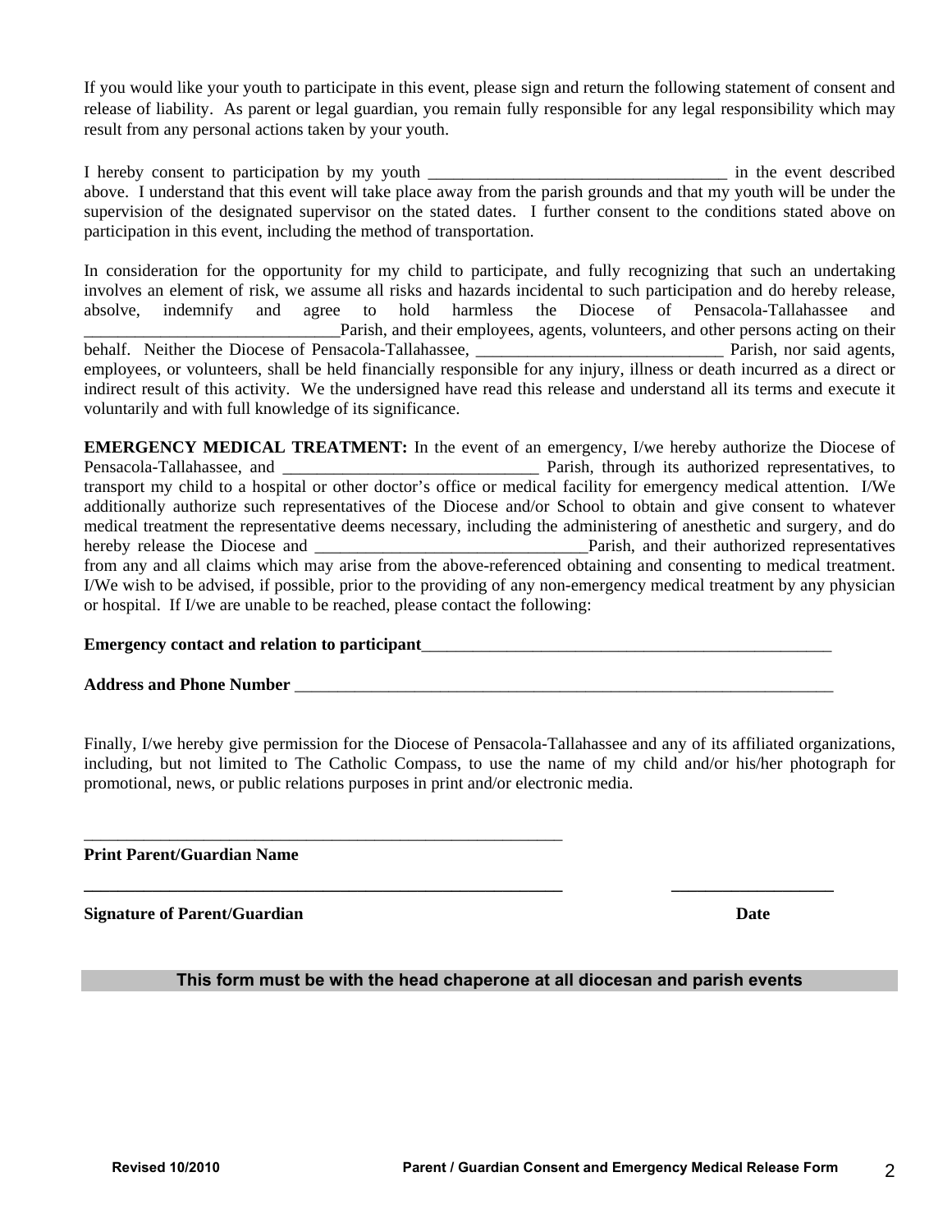If you would like your youth to participate in this event, please sign and return the following statement of consent and release of liability. As parent or legal guardian, you remain fully responsible for any legal responsibility which may result from any personal actions taken by your youth.

I hereby consent to participation by my youth ___________________________________ in the event described above. I understand that this event will take place away from the parish grounds and that my youth will be under the supervision of the designated supervisor on the stated dates. I further consent to the conditions stated above on participation in this event, including the method of transportation.

In consideration for the opportunity for my child to participate, and fully recognizing that such an undertaking involves an element of risk, we assume all risks and hazards incidental to such participation and do hereby release, absolve, indemnify and agree to hold harmless the Diocese of Pensacola-Tallahassee and ______________________________Parish, and their employees, agents, volunteers, and other persons acting on their behalf. Neither the Diocese of Pensacola-Tallahassee, _____________________________ Parish, nor said agents, employees, or volunteers, shall be held financially responsible for any injury, illness or death incurred as a direct or indirect result of this activity. We the undersigned have read this release and understand all its terms and execute it voluntarily and with full knowledge of its significance.

**EMERGENCY MEDICAL TREATMENT:** In the event of an emergency, I/we hereby authorize the Diocese of Pensacola-Tallahassee, and ______________________________ Parish, through its authorized representatives, to transport my child to a hospital or other doctor's office or medical facility for emergency medical attention. I/We additionally authorize such representatives of the Diocese and/or School to obtain and give consent to whatever medical treatment the representative deems necessary, including the administering of anesthetic and surgery, and do hereby release the Diocese and ________________________________Parish, and their authorized representatives from any and all claims which may arise from the above-referenced obtaining and consenting to medical treatment. I/We wish to be advised, if possible, prior to the providing of any non-emergency medical treatment by any physician or hospital. If I/we are unable to be reached, please contact the following:

**Emergency contact and relation to participant**_________________________________________________

**Address and Phone Number** ______________________________________________________________

Finally, I/we hereby give permission for the Diocese of Pensacola-Tallahassee and any of its affiliated organizations, including, but not limited to The Catholic Compass, to use the name of my child and/or his/her photograph for promotional, news, or public relations purposes in print and/or electronic media.

________________________________________________________

**Print Parent/Guardian Name**

________________________________________________________ ___________________

**Signature of Parent/Guardian** **Date**

**This form must be with the head chaperone at all diocesan and parish events**